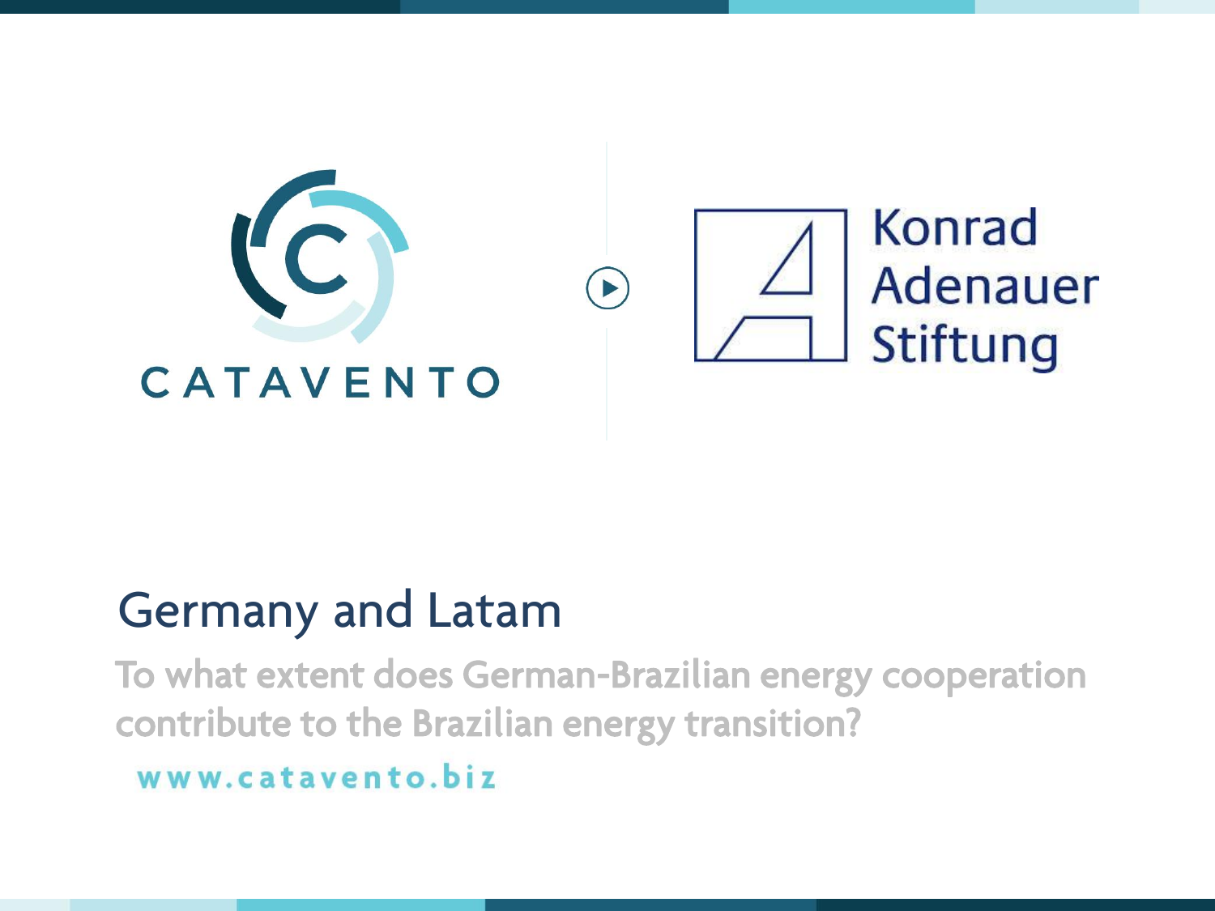CATAVENTO

Konrad Adenauer Stiftung

# Germany and Latam

## To what extent does German-Brazilian energy cooperation contribute to the Brazilian energy transition?

www.catavento.biz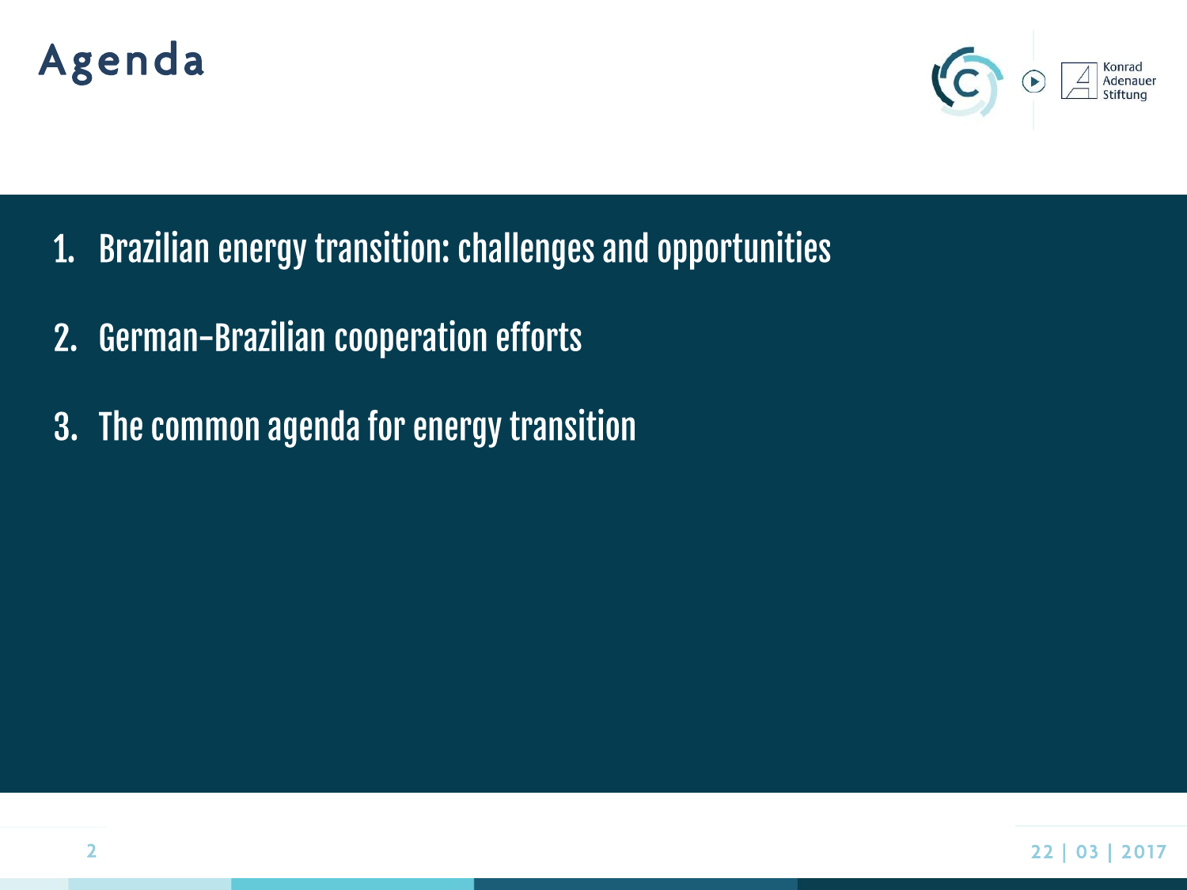# Agenda

1. Brazilian energy transition: challenges and opportunities
2. German-Brazilian cooperation efforts
3. The common agenda for energy transition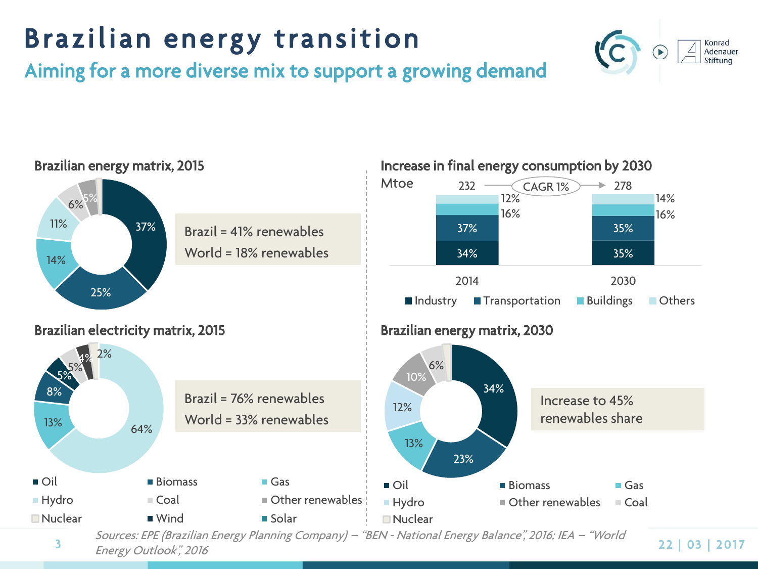# Brazilian energy transition

## Aiming for a more diverse mix to support a growing demand

### Brazilian energy matrix, 2015

| Source | Share |
|---|---|
| Oil | 37% |
| Biomass | 25% |
| Gas | 14% |
| Hydro | 11% |
| Coal | 6% |
| Other renewables | 5% |
| Nuclear | |

Brazil = 41% renewables
World = 18% renewables

### Increase in final energy consumption by 2030

Mtoe

| | 2014 | 2030 |
|---|---|---|
| Total | 232 | 278 |
| Industry | 34% | 35% |
| Transportation | 37% | 35% |
| Buildings | 16% | 16% |
| Others | 12% | 14% |

CAGR 1%

### Brazilian electricity matrix, 2015

| Source | Share |
|---|---|
| Hydro | 64% |
| Gas | 13% |
| Biomass | 8% |
| Oil | 5% |
| Coal | 5% |
| Wind | 4% |
| Nuclear | 2% |

Brazil = 76% renewables
World = 33% renewables

Legend: Oil, Biomass, Gas, Hydro, Coal, Other renewables, Nuclear, Wind, Solar

### Brazilian energy matrix, 2030

| Source | Share |
|---|---|
| Oil | 34% |
| Biomass | 23% |
| Gas | 13% |
| Hydro | 12% |
| Other renewables | 10% |
| Coal | 6% |
| Nuclear | |

Increase to 45% renewables share

*Sources: EPE (Brazilian Energy Planning Company) – "BEN - National Energy Balance", 2016; IEA – "World Energy Outlook", 2016*

22 | 03 | 2017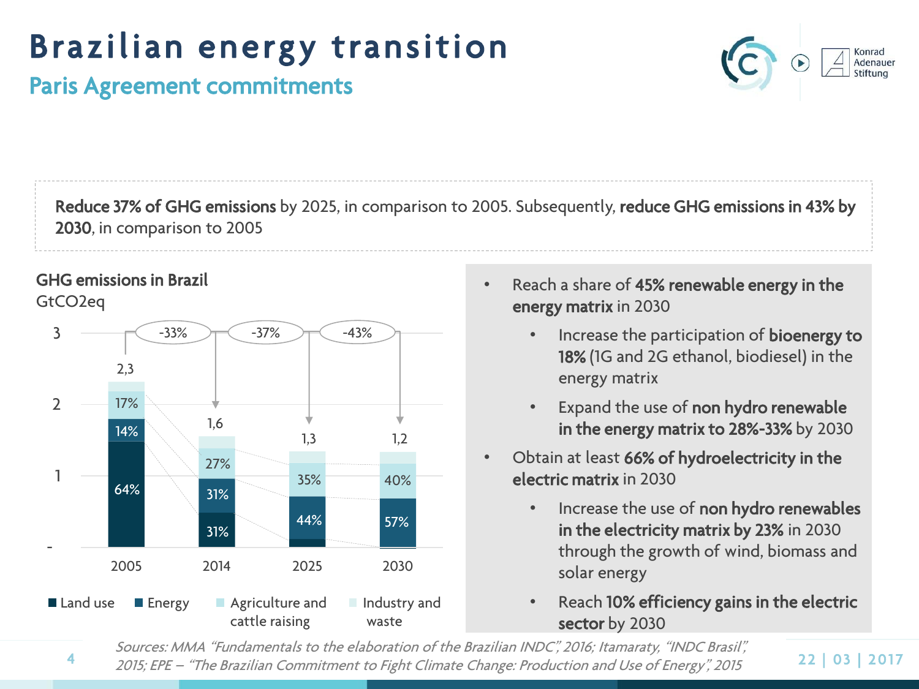# Brazilian energy transition

## Paris Agreement commitments

**Reduce 37% of GHG emissions** by 2025, in comparison to 2005. Subsequently, **reduce GHG emissions in 43% by 2030**, in comparison to 2005

**GHG emissions in Brazil**
GtCO2eq

| | 2005 | 2014 | 2025 | 2030 |
|---|---|---|---|---|
| Total | 2,3 | 1,6 | 1,3 | 1,2 |
| Change vs. 2005 | | -33% | -37% | -43% |
| Land use | 64% | 31% | | |
| Energy | 14% | 31% | 44% | 57% |
| Agriculture and cattle raising | 17% | 27% | 35% | 40% |
| Industry and waste | | | | |

- Reach a share of **45% renewable energy in the energy matrix** in 2030
  - Increase the participation of **bioenergy to 18%** (1G and 2G ethanol, biodiesel) in the energy matrix
  - Expand the use of **non hydro renewable in the energy matrix to 28%-33%** by 2030
- Obtain at least **66% of hydroelectricity in the electric matrix** in 2030
  - Increase the use of **non hydro renewables in the electricity matrix by 23%** in 2030 through the growth of wind, biomass and solar energy
  - Reach **10% efficiency gains in the electric sector** by 2030

*Sources: MMA "Fundamentals to the elaboration of the Brazilian INDC", 2016; Itamaraty, "INDC Brasil", 2015; EPE – "The Brazilian Commitment to Fight Climate Change: Production and Use of Energy", 2015*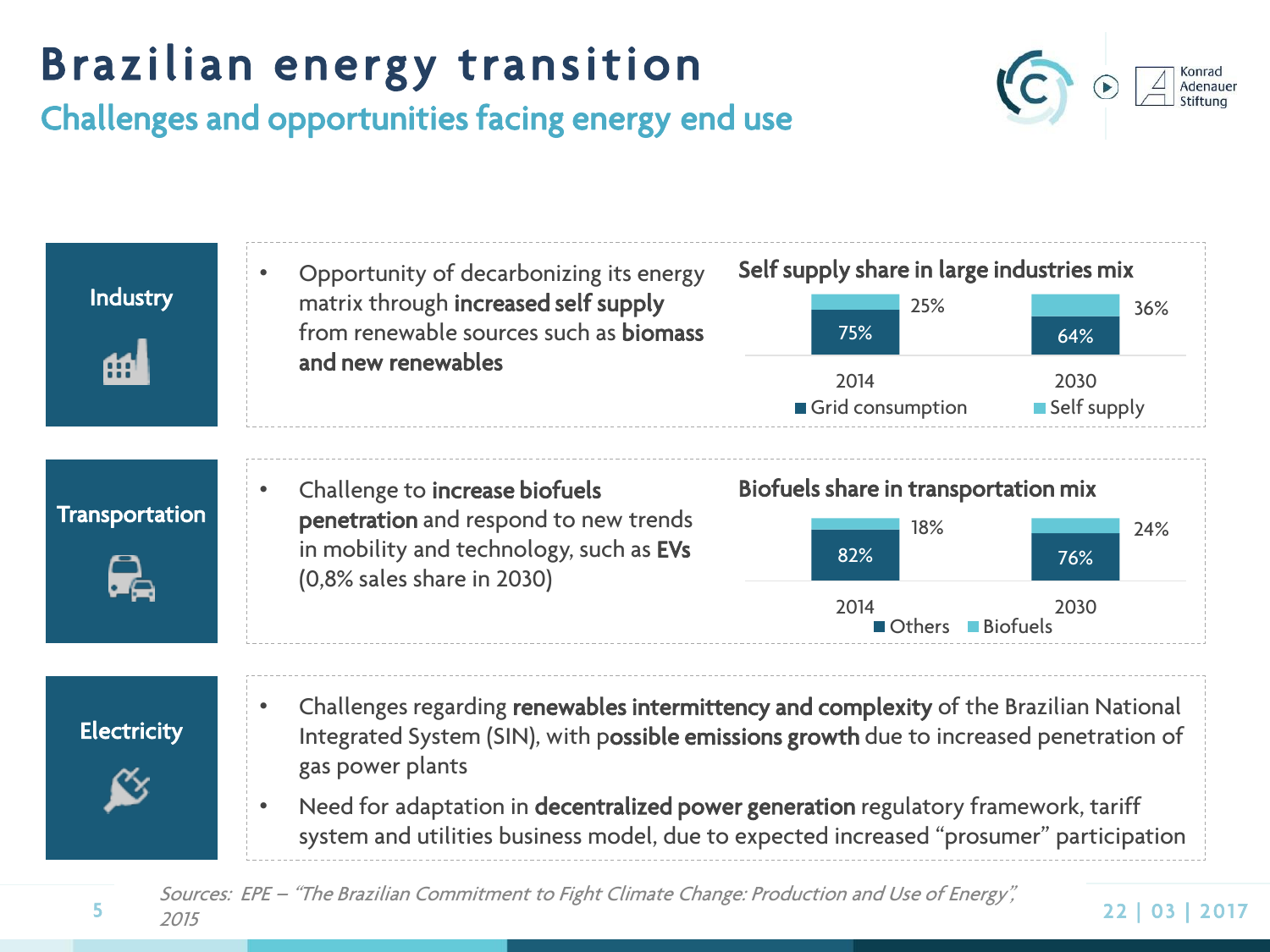# Brazilian energy transition

## Challenges and opportunities facing energy end use

### Industry

- Opportunity of decarbonizing its energy matrix through **increased self supply** from renewable sources such as **biomass and new renewables**

**Self supply share in large industries mix**

| | 2014 | 2030 |
|---|---|---|
| Grid consumption | 75% | 64% |
| Self supply | 25% | 36% |

### Transportation

- Challenge to **increase biofuels penetration** and respond to new trends in mobility and technology, such as **EVs** (0,8% sales share in 2030)

**Biofuels share in transportation mix**

| | 2014 | 2030 |
|---|---|---|
| Others | 82% | 76% |
| Biofuels | 18% | 24% |

### Electricity

- Challenges regarding **renewables intermittency and complexity** of the Brazilian National Integrated System (SIN), with p**ossible emissions growth** due to increased penetration of gas power plants
- Need for adaptation in **decentralized power generation** regulatory framework, tariff system and utilities business model, due to expected increased "prosumer" participation

*Sources: EPE – "The Brazilian Commitment to Fight Climate Change: Production and Use of Energy", 2015*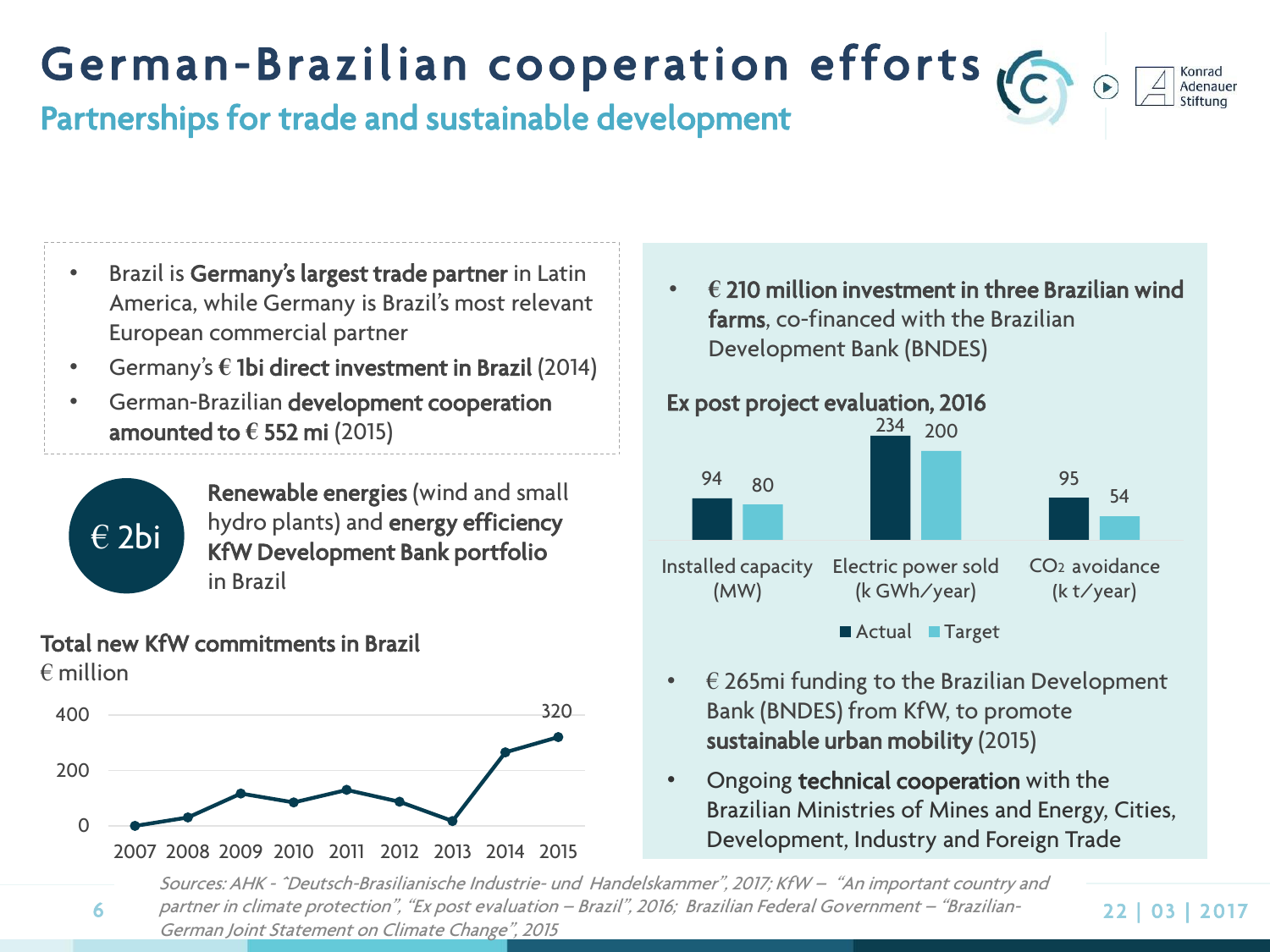# German-Brazilian cooperation efforts

## Partnerships for trade and sustainable development

- Brazil is **Germany's largest trade partner** in Latin America, while Germany is Brazil's most relevant European commercial partner
- Germany's **€ 1bi direct investment in Brazil** (2014)
- German-Brazilian **development cooperation amounted to € 552 mi** (2015)

**€ 2bi** — **Renewable energies** (wind and small hydro plants) and **energy efficiency KfW Development Bank portfolio** in Brazil

**Total new KfW commitments in Brazil**
€ million

| Year | 2007 | 2008 | 2009 | 2010 | 2011 | 2012 | 2013 | 2014 | 2015 |
|---|---|---|---|---|---|---|---|---|---|
| € million | | | | | | | | | 320 |

- **€ 210 million investment in three Brazilian wind farms**, co-financed with the Brazilian Development Bank (BNDES)

**Ex post project evaluation, 2016**

| | Actual | Target |
|---|---|---|
| Installed capacity (MW) | 94 | 80 |
| Electric power sold (k GWh/year) | 234 | 200 |
| $CO_2$ avoidance (k t/year) | 95 | 54 |

- € 265mi funding to the Brazilian Development Bank (BNDES) from KfW, to promote **sustainable urban mobility** (2015)
- Ongoing **technical cooperation** with the Brazilian Ministries of Mines and Energy, Cities, Development, Industry and Foreign Trade

*Sources: AHK - "Deutsch-Brasilianische Industrie- und Handelskammer", 2017; KfW – "An important country and partner in climate protection", "Ex post evaluation – Brazil", 2016; Brazilian Federal Government – "Brazilian-German Joint Statement on Climate Change", 2015*

22 | 03 | 2017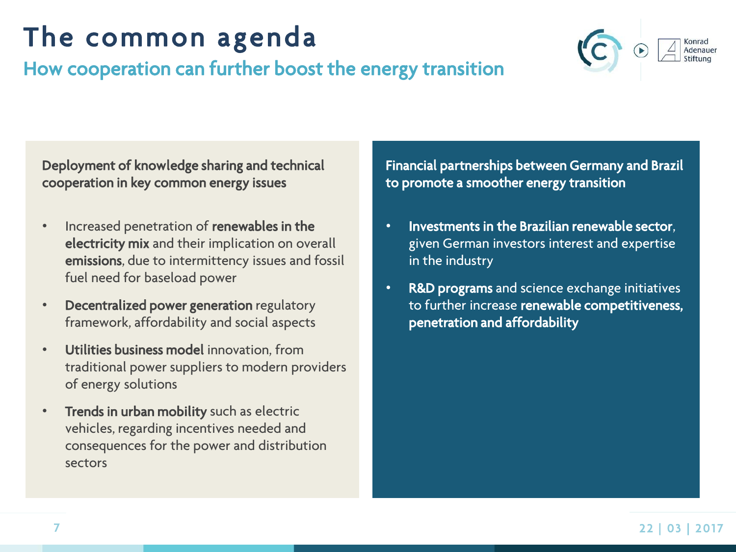# The common agenda

## How cooperation can further boost the energy transition

**Deployment of knowledge sharing and technical cooperation in key common energy issues**

- Increased penetration of **renewables in the electricity mix** and their implication on overall **emissions**, due to intermittency issues and fossil fuel need for baseload power
- **Decentralized power generation** regulatory framework, affordability and social aspects
- **Utilities business model** innovation, from traditional power suppliers to modern providers of energy solutions
- **Trends in urban mobility** such as electric vehicles, regarding incentives needed and consequences for the power and distribution sectors

**Financial partnerships between Germany and Brazil to promote a smoother energy transition**

- **Investments in the Brazilian renewable sector**, given German investors interest and expertise in the industry
- **R&D programs** and science exchange initiatives to further increase **renewable competitiveness, penetration and affordability**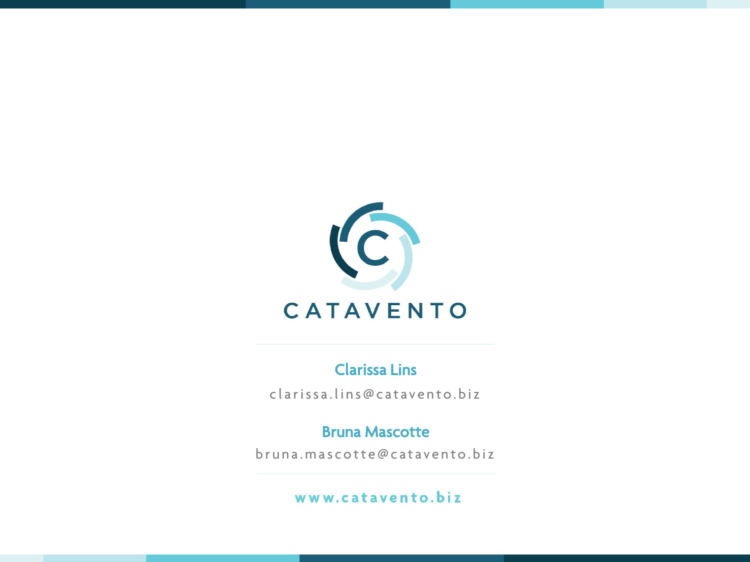CATAVENTO

**Clarissa Lins**

clarissa.lins@catavento.biz

**Bruna Mascotte**

bruna.mascotte@catavento.biz

**www.catavento.biz**